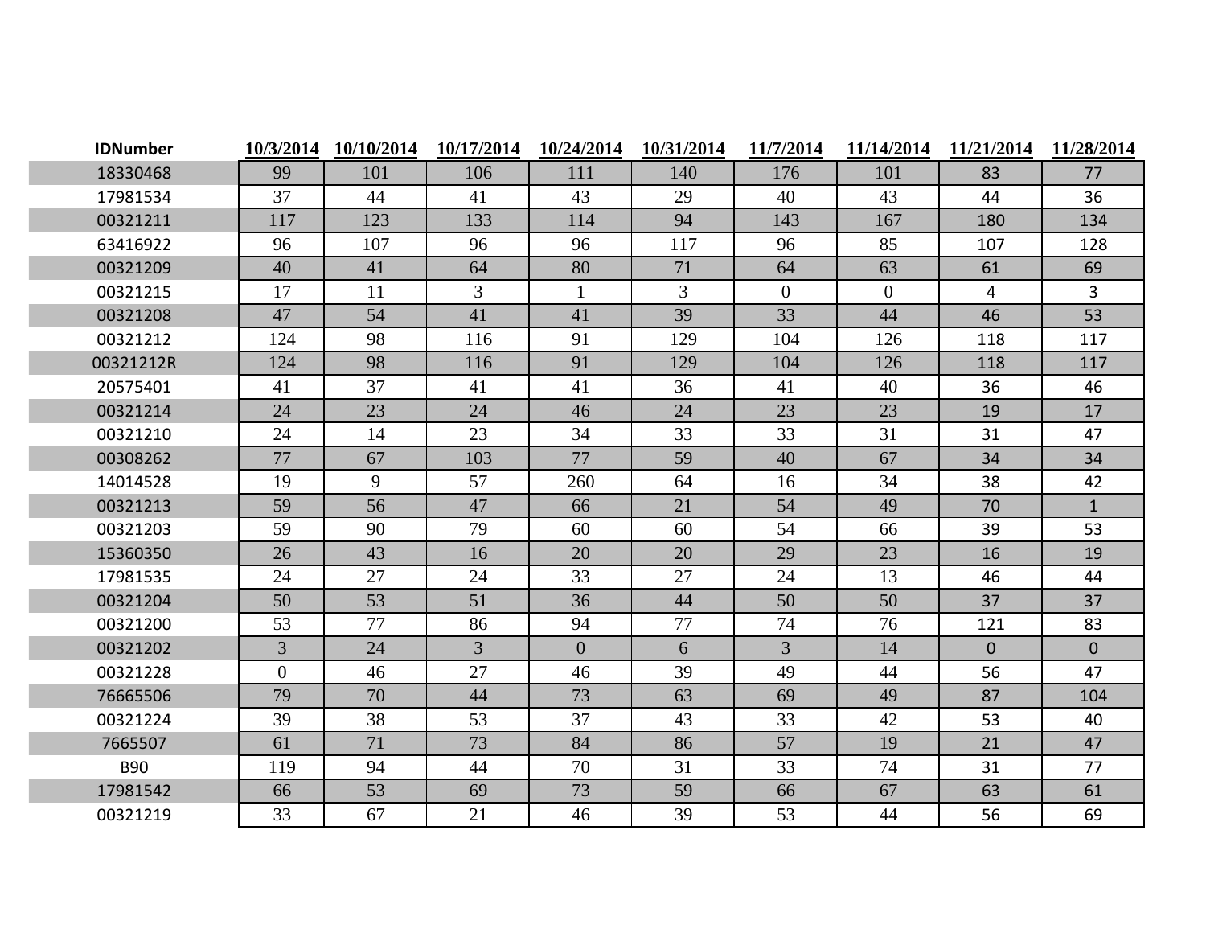| IDNumber | 10/3/2014 | 10/10/2014 | 10/17/2014 | 10/24/2014 | 10/31/2014 | 11/7/2014 | 11/14/2014 | 11/21/2014 | 11/28/2014 |
|---|---|---|---|---|---|---|---|---|---|
| 18330468 | 99 | 101 | 106 | 111 | 140 | 176 | 101 | 83 | 77 |
| 17981534 | 37 | 44 | 41 | 43 | 29 | 40 | 43 | 44 | 36 |
| 00321211 | 117 | 123 | 133 | 114 | 94 | 143 | 167 | 180 | 134 |
| 63416922 | 96 | 107 | 96 | 96 | 117 | 96 | 85 | 107 | 128 |
| 00321209 | 40 | 41 | 64 | 80 | 71 | 64 | 63 | 61 | 69 |
| 00321215 | 17 | 11 | 3 | 1 | 3 | 0 | 0 | 4 | 3 |
| 00321208 | 47 | 54 | 41 | 41 | 39 | 33 | 44 | 46 | 53 |
| 00321212 | 124 | 98 | 116 | 91 | 129 | 104 | 126 | 118 | 117 |
| 00321212R | 124 | 98 | 116 | 91 | 129 | 104 | 126 | 118 | 117 |
| 20575401 | 41 | 37 | 41 | 41 | 36 | 41 | 40 | 36 | 46 |
| 00321214 | 24 | 23 | 24 | 46 | 24 | 23 | 23 | 19 | 17 |
| 00321210 | 24 | 14 | 23 | 34 | 33 | 33 | 31 | 31 | 47 |
| 00308262 | 77 | 67 | 103 | 77 | 59 | 40 | 67 | 34 | 34 |
| 14014528 | 19 | 9 | 57 | 260 | 64 | 16 | 34 | 38 | 42 |
| 00321213 | 59 | 56 | 47 | 66 | 21 | 54 | 49 | 70 | 1 |
| 00321203 | 59 | 90 | 79 | 60 | 60 | 54 | 66 | 39 | 53 |
| 15360350 | 26 | 43 | 16 | 20 | 20 | 29 | 23 | 16 | 19 |
| 17981535 | 24 | 27 | 24 | 33 | 27 | 24 | 13 | 46 | 44 |
| 00321204 | 50 | 53 | 51 | 36 | 44 | 50 | 50 | 37 | 37 |
| 00321200 | 53 | 77 | 86 | 94 | 77 | 74 | 76 | 121 | 83 |
| 00321202 | 3 | 24 | 3 | 0 | 6 | 3 | 14 | 0 | 0 |
| 00321228 | 0 | 46 | 27 | 46 | 39 | 49 | 44 | 56 | 47 |
| 76665506 | 79 | 70 | 44 | 73 | 63 | 69 | 49 | 87 | 104 |
| 00321224 | 39 | 38 | 53 | 37 | 43 | 33 | 42 | 53 | 40 |
| 7665507 | 61 | 71 | 73 | 84 | 86 | 57 | 19 | 21 | 47 |
| B90 | 119 | 94 | 44 | 70 | 31 | 33 | 74 | 31 | 77 |
| 17981542 | 66 | 53 | 69 | 73 | 59 | 66 | 67 | 63 | 61 |
| 00321219 | 33 | 67 | 21 | 46 | 39 | 53 | 44 | 56 | 69 |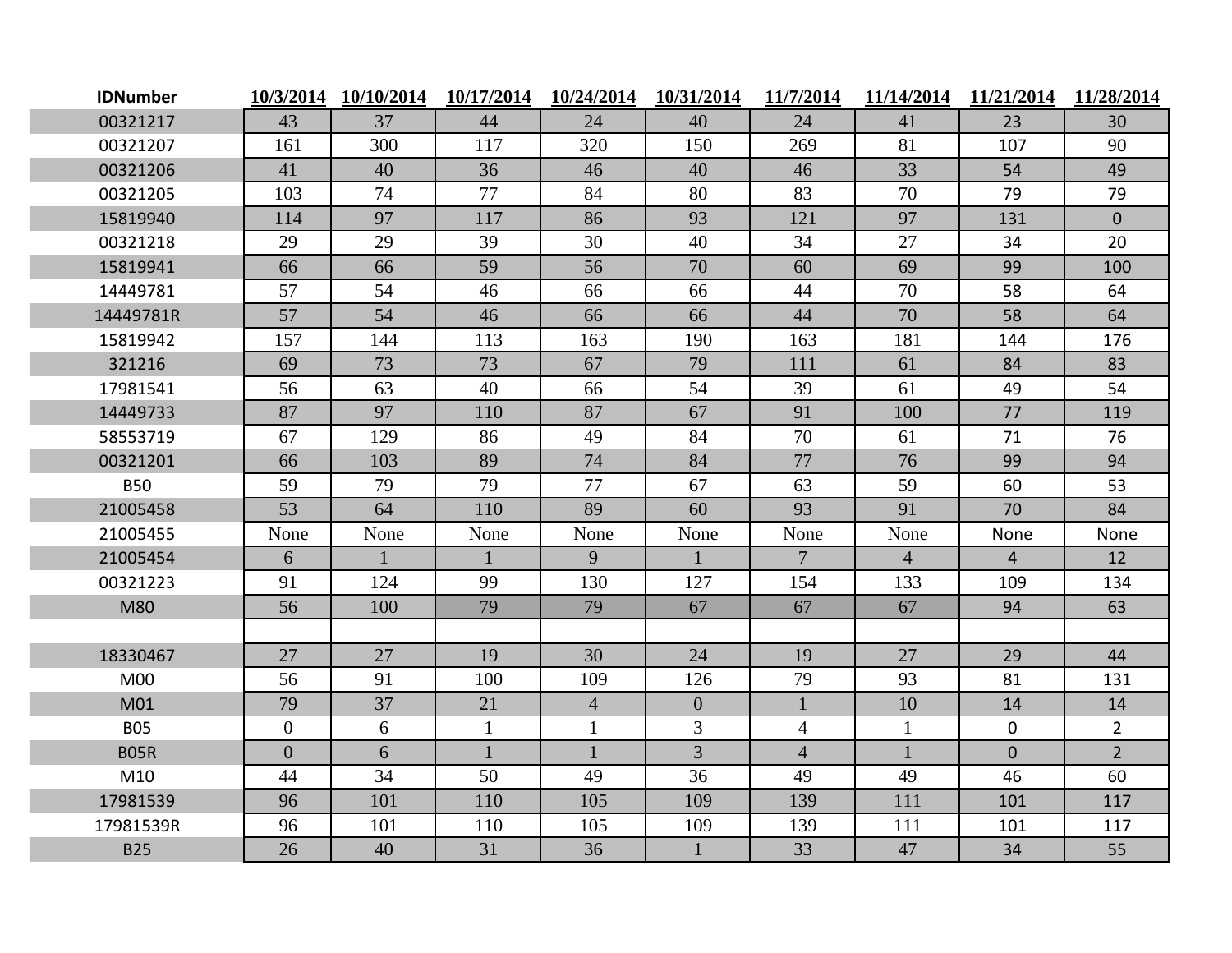| IDNumber | 10/3/2014 | 10/10/2014 | 10/17/2014 | 10/24/2014 | 10/31/2014 | 11/7/2014 | 11/14/2014 | 11/21/2014 | 11/28/2014 |
|---|---|---|---|---|---|---|---|---|---|
| 00321217 | 43 | 37 | 44 | 24 | 40 | 24 | 41 | 23 | 30 |
| 00321207 | 161 | 300 | 117 | 320 | 150 | 269 | 81 | 107 | 90 |
| 00321206 | 41 | 40 | 36 | 46 | 40 | 46 | 33 | 54 | 49 |
| 00321205 | 103 | 74 | 77 | 84 | 80 | 83 | 70 | 79 | 79 |
| 15819940 | 114 | 97 | 117 | 86 | 93 | 121 | 97 | 131 | 0 |
| 00321218 | 29 | 29 | 39 | 30 | 40 | 34 | 27 | 34 | 20 |
| 15819941 | 66 | 66 | 59 | 56 | 70 | 60 | 69 | 99 | 100 |
| 14449781 | 57 | 54 | 46 | 66 | 66 | 44 | 70 | 58 | 64 |
| 14449781R | 57 | 54 | 46 | 66 | 66 | 44 | 70 | 58 | 64 |
| 15819942 | 157 | 144 | 113 | 163 | 190 | 163 | 181 | 144 | 176 |
| 321216 | 69 | 73 | 73 | 67 | 79 | 111 | 61 | 84 | 83 |
| 17981541 | 56 | 63 | 40 | 66 | 54 | 39 | 61 | 49 | 54 |
| 14449733 | 87 | 97 | 110 | 87 | 67 | 91 | 100 | 77 | 119 |
| 58553719 | 67 | 129 | 86 | 49 | 84 | 70 | 61 | 71 | 76 |
| 00321201 | 66 | 103 | 89 | 74 | 84 | 77 | 76 | 99 | 94 |
| B50 | 59 | 79 | 79 | 77 | 67 | 63 | 59 | 60 | 53 |
| 21005458 | 53 | 64 | 110 | 89 | 60 | 93 | 91 | 70 | 84 |
| 21005455 | None | None | None | None | None | None | None | None | None |
| 21005454 | 6 | 1 | 1 | 9 | 1 | 7 | 4 | 4 | 12 |
| 00321223 | 91 | 124 | 99 | 130 | 127 | 154 | 133 | 109 | 134 |
| M80 | 56 | 100 | 79 | 79 | 67 | 67 | 67 | 94 | 63 |
| | | | | | | | | | |
| 18330467 | 27 | 27 | 19 | 30 | 24 | 19 | 27 | 29 | 44 |
| M00 | 56 | 91 | 100 | 109 | 126 | 79 | 93 | 81 | 131 |
| M01 | 79 | 37 | 21 | 4 | 0 | 1 | 10 | 14 | 14 |
| B05 | 0 | 6 | 1 | 1 | 3 | 4 | 1 | 0 | 2 |
| B05R | 0 | 6 | 1 | 1 | 3 | 4 | 1 | 0 | 2 |
| M10 | 44 | 34 | 50 | 49 | 36 | 49 | 49 | 46 | 60 |
| 17981539 | 96 | 101 | 110 | 105 | 109 | 139 | 111 | 101 | 117 |
| 17981539R | 96 | 101 | 110 | 105 | 109 | 139 | 111 | 101 | 117 |
| B25 | 26 | 40 | 31 | 36 | 1 | 33 | 47 | 34 | 55 |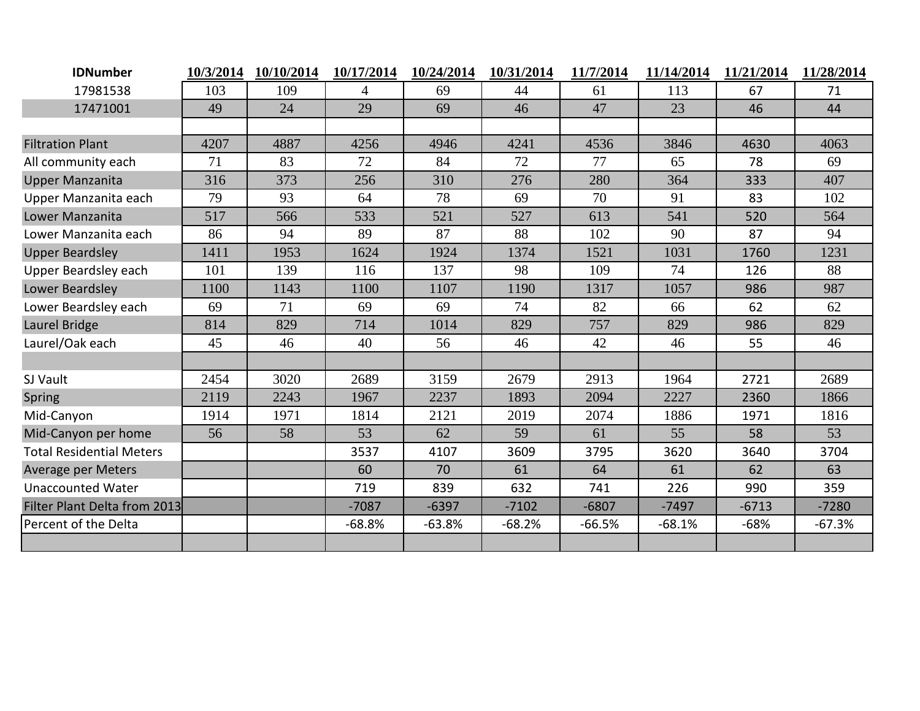| IDNumber | 10/3/2014 | 10/10/2014 | 10/17/2014 | 10/24/2014 | 10/31/2014 | 11/7/2014 | 11/14/2014 | 11/21/2014 | 11/28/2014 |
|---|---|---|---|---|---|---|---|---|---|
| 17981538 | 103 | 109 | 4 | 69 | 44 | 61 | 113 | 67 | 71 |
| 17471001 | 49 | 24 | 29 | 69 | 46 | 47 | 23 | 46 | 44 |
| | | | | | | | | | |
| Filtration Plant | 4207 | 4887 | 4256 | 4946 | 4241 | 4536 | 3846 | 4630 | 4063 |
| All community each | 71 | 83 | 72 | 84 | 72 | 77 | 65 | 78 | 69 |
| Upper Manzanita | 316 | 373 | 256 | 310 | 276 | 280 | 364 | 333 | 407 |
| Upper Manzanita each | 79 | 93 | 64 | 78 | 69 | 70 | 91 | 83 | 102 |
| Lower Manzanita | 517 | 566 | 533 | 521 | 527 | 613 | 541 | 520 | 564 |
| Lower Manzanita each | 86 | 94 | 89 | 87 | 88 | 102 | 90 | 87 | 94 |
| Upper Beardsley | 1411 | 1953 | 1624 | 1924 | 1374 | 1521 | 1031 | 1760 | 1231 |
| Upper Beardsley each | 101 | 139 | 116 | 137 | 98 | 109 | 74 | 126 | 88 |
| Lower Beardsley | 1100 | 1143 | 1100 | 1107 | 1190 | 1317 | 1057 | 986 | 987 |
| Lower Beardsley each | 69 | 71 | 69 | 69 | 74 | 82 | 66 | 62 | 62 |
| Laurel Bridge | 814 | 829 | 714 | 1014 | 829 | 757 | 829 | 986 | 829 |
| Laurel/Oak each | 45 | 46 | 40 | 56 | 46 | 42 | 46 | 55 | 46 |
| | | | | | | | | | |
| SJ Vault | 2454 | 3020 | 2689 | 3159 | 2679 | 2913 | 1964 | 2721 | 2689 |
| Spring | 2119 | 2243 | 1967 | 2237 | 1893 | 2094 | 2227 | 2360 | 1866 |
| Mid-Canyon | 1914 | 1971 | 1814 | 2121 | 2019 | 2074 | 1886 | 1971 | 1816 |
| Mid-Canyon per home | 56 | 58 | 53 | 62 | 59 | 61 | 55 | 58 | 53 |
| Total Residential Meters | | | 3537 | 4107 | 3609 | 3795 | 3620 | 3640 | 3704 |
| Average per Meters | | | 60 | 70 | 61 | 64 | 61 | 62 | 63 |
| Unaccounted Water | | | 719 | 839 | 632 | 741 | 226 | 990 | 359 |
| Filter Plant Delta from 2013 | | | -7087 | -6397 | -7102 | -6807 | -7497 | -6713 | -7280 |
| Percent of the Delta | | | -68.8% | -63.8% | -68.2% | -66.5% | -68.1% | -68% | -67.3% |
| | | | | | | | | | |